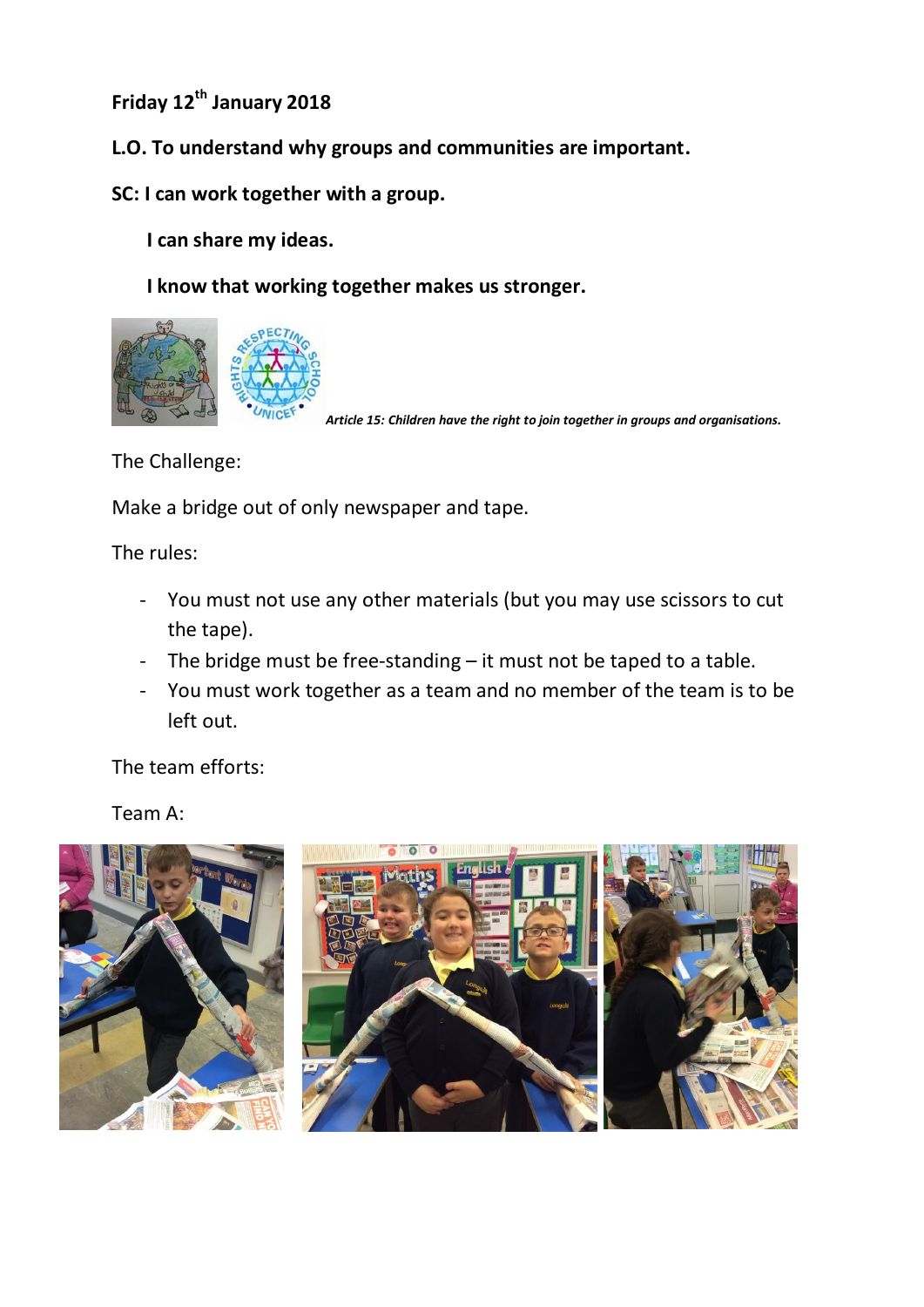**Friday 12th January 2018**

**L.O. To understand why groups and communities are important.**

**SC: I can work together with a group.**

**I can share my ideas.**

**I know that working together makes us stronger.**

***Article 15: Children have the right to join together in groups and organisations.***

The Challenge:

Make a bridge out of only newspaper and tape.

The rules:

- You must not use any other materials (but you may use scissors to cut the tape).
- The bridge must be free-standing – it must not be taped to a table.
- You must work together as a team and no member of the team is to be left out.

The team efforts:

Team A: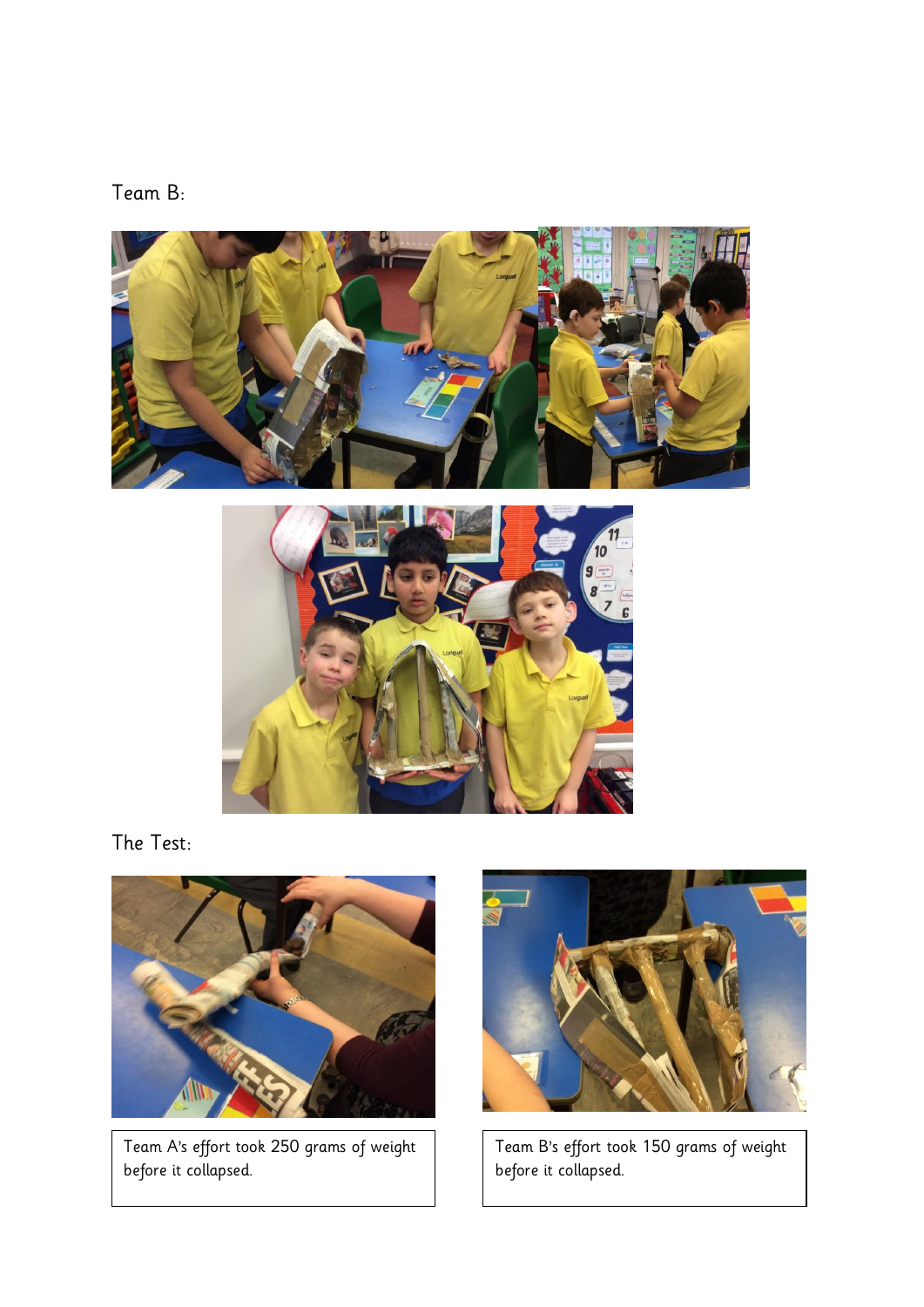Team B:

The Test:

Team A's effort took 250 grams of weight before it collapsed.

Team B's effort took 150 grams of weight before it collapsed.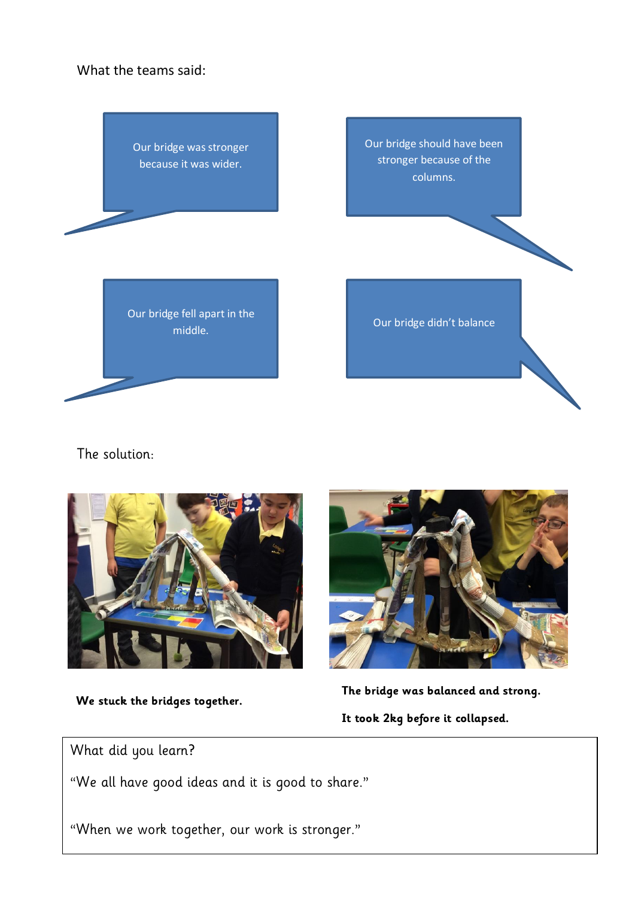What the teams said:

Our bridge was stronger because it was wider.

Our bridge should have been stronger because of the columns.

Our bridge fell apart in the middle.

Our bridge didn't balance

The solution:

**We stuck the bridges together.**

**The bridge was balanced and strong.**

**It took 2kg before it collapsed.**

What did you learn?

"We all have good ideas and it is good to share."

"When we work together, our work is stronger."